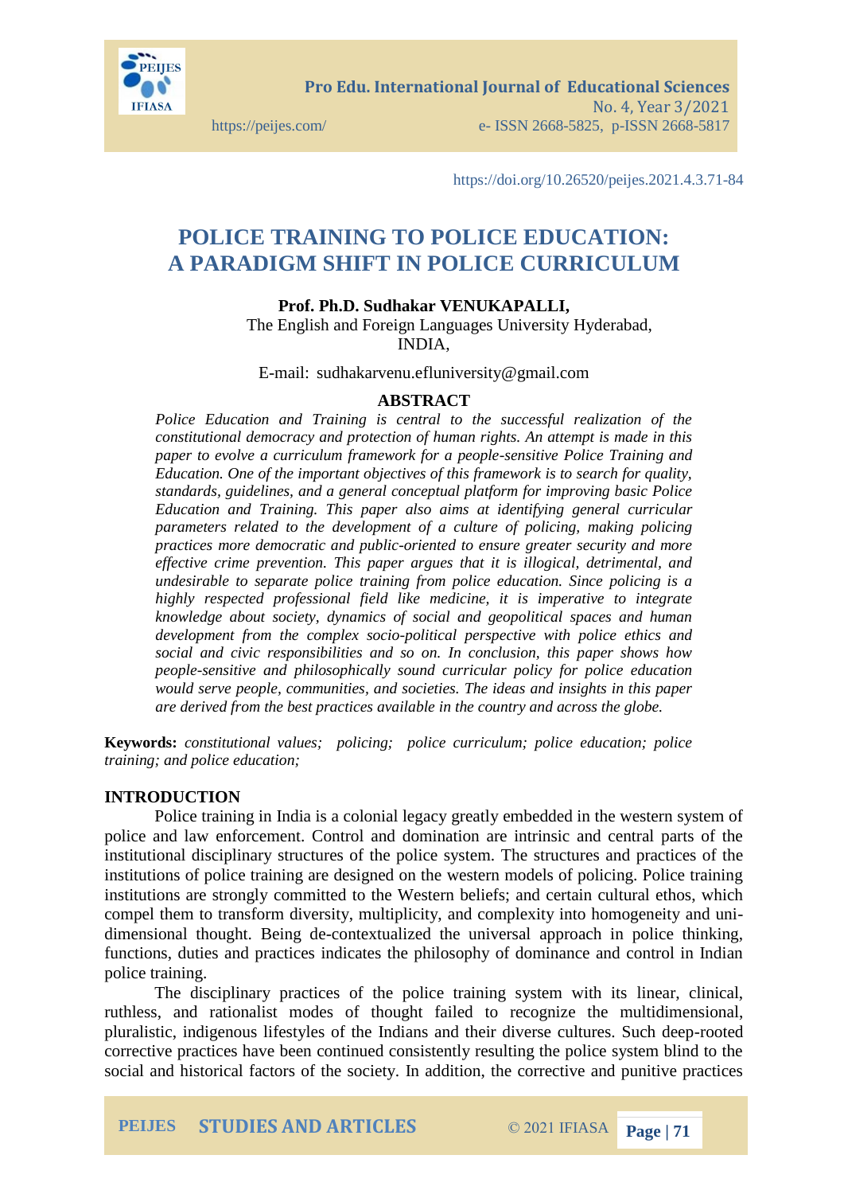https://doi.org/10.26520/peijes.2021.4.3.71-84

# POLICE TRAINING TO POLICE EDUCATION: A PARADIGM SHIFT IN POLICE CURRICULUM

**Prof. Ph.D. Sudhakar VENUKAPALLI,**
The English and Foreign Languages University Hyderabad, INDIA,

E-mail: sudhakarvenu.efluniversity@gmail.com

## ABSTRACT

*Police Education and Training is central to the successful realization of the constitutional democracy and protection of human rights. An attempt is made in this paper to evolve a curriculum framework for a people-sensitive Police Training and Education. One of the important objectives of this framework is to search for quality, standards, guidelines, and a general conceptual platform for improving basic Police Education and Training. This paper also aims at identifying general curricular parameters related to the development of a culture of policing, making policing practices more democratic and public-oriented to ensure greater security and more effective crime prevention. This paper argues that it is illogical, detrimental, and undesirable to separate police training from police education. Since policing is a highly respected professional field like medicine, it is imperative to integrate knowledge about society, dynamics of social and geopolitical spaces and human development from the complex socio-political perspective with police ethics and social and civic responsibilities and so on. In conclusion, this paper shows how people-sensitive and philosophically sound curricular policy for police education would serve people, communities, and societies. The ideas and insights in this paper are derived from the best practices available in the country and across the globe.*

**Keywords:** *constitutional values; policing; police curriculum; police education; police training; and police education;*

## INTRODUCTION

Police training in India is a colonial legacy greatly embedded in the western system of police and law enforcement. Control and domination are intrinsic and central parts of the institutional disciplinary structures of the police system. The structures and practices of the institutions of police training are designed on the western models of policing. Police training institutions are strongly committed to the Western beliefs; and certain cultural ethos, which compel them to transform diversity, multiplicity, and complexity into homogeneity and uni-dimensional thought. Being de-contextualized the universal approach in police thinking, functions, duties and practices indicates the philosophy of dominance and control in Indian police training.

The disciplinary practices of the police training system with its linear, clinical, ruthless, and rationalist modes of thought failed to recognize the multidimensional, pluralistic, indigenous lifestyles of the Indians and their diverse cultures. Such deep-rooted corrective practices have been continued consistently resulting the police system blind to the social and historical factors of the society. In addition, the corrective and punitive practices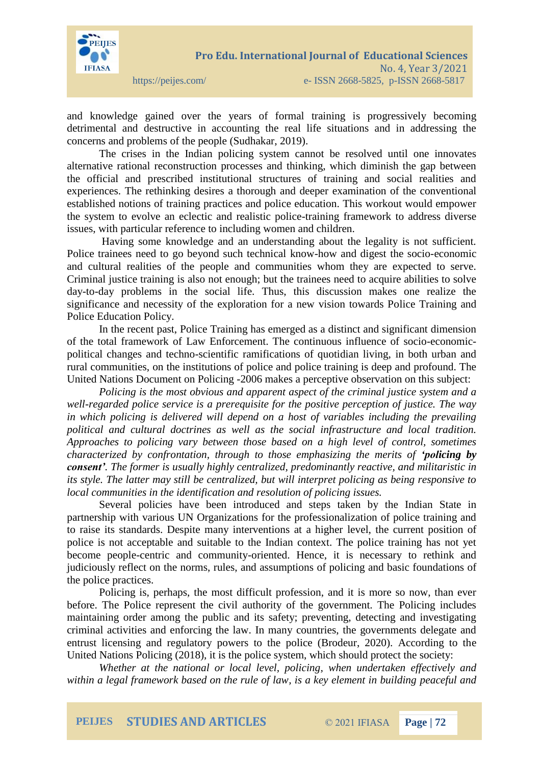and knowledge gained over the years of formal training is progressively becoming detrimental and destructive in accounting the real life situations and in addressing the concerns and problems of the people (Sudhakar, 2019).

The crises in the Indian policing system cannot be resolved until one innovates alternative rational reconstruction processes and thinking, which diminish the gap between the official and prescribed institutional structures of training and social realities and experiences. The rethinking desires a thorough and deeper examination of the conventional established notions of training practices and police education. This workout would empower the system to evolve an eclectic and realistic police-training framework to address diverse issues, with particular reference to including women and children.

Having some knowledge and an understanding about the legality is not sufficient. Police trainees need to go beyond such technical know-how and digest the socio-economic and cultural realities of the people and communities whom they are expected to serve. Criminal justice training is also not enough; but the trainees need to acquire abilities to solve day-to-day problems in the social life. Thus, this discussion makes one realize the significance and necessity of the exploration for a new vision towards Police Training and Police Education Policy.

In the recent past, Police Training has emerged as a distinct and significant dimension of the total framework of Law Enforcement. The continuous influence of socio-economic-political changes and techno-scientific ramifications of quotidian living, in both urban and rural communities, on the institutions of police and police training is deep and profound. The United Nations Document on Policing -2006 makes a perceptive observation on this subject:

*Policing is the most obvious and apparent aspect of the criminal justice system and a well-regarded police service is a prerequisite for the positive perception of justice. The way in which policing is delivered will depend on a host of variables including the prevailing political and cultural doctrines as well as the social infrastructure and local tradition. Approaches to policing vary between those based on a high level of control, sometimes characterized by confrontation, through to those emphasizing the merits of **'policing by consent'**. The former is usually highly centralized, predominantly reactive, and militaristic in its style. The latter may still be centralized, but will interpret policing as being responsive to local communities in the identification and resolution of policing issues.*

Several policies have been introduced and steps taken by the Indian State in partnership with various UN Organizations for the professionalization of police training and to raise its standards. Despite many interventions at a higher level, the current position of police is not acceptable and suitable to the Indian context. The police training has not yet become people-centric and community-oriented. Hence, it is necessary to rethink and judiciously reflect on the norms, rules, and assumptions of policing and basic foundations of the police practices.

Policing is, perhaps, the most difficult profession, and it is more so now, than ever before. The Police represent the civil authority of the government. The Policing includes maintaining order among the public and its safety; preventing, detecting and investigating criminal activities and enforcing the law. In many countries, the governments delegate and entrust licensing and regulatory powers to the police (Brodeur, 2020). According to the United Nations Policing (2018), it is the police system, which should protect the society:

*Whether at the national or local level, policing, when undertaken effectively and within a legal framework based on the rule of law, is a key element in building peaceful and*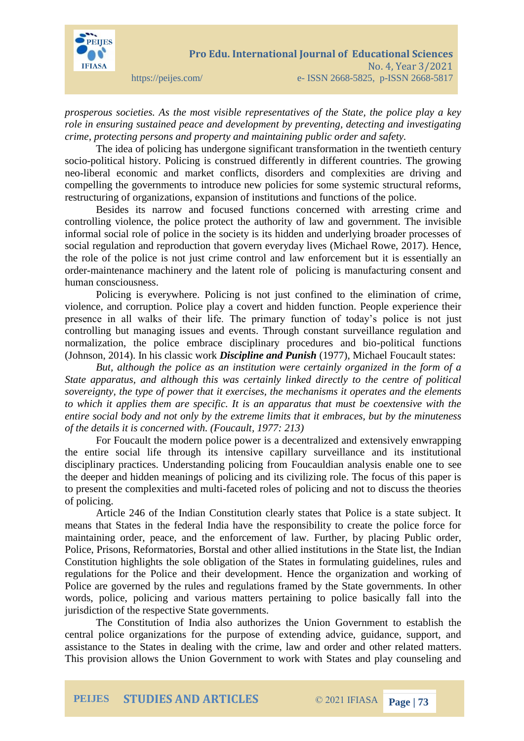*prosperous societies. As the most visible representatives of the State, the police play a key role in ensuring sustained peace and development by preventing, detecting and investigating crime, protecting persons and property and maintaining public order and safety.*

The idea of policing has undergone significant transformation in the twentieth century socio-political history. Policing is construed differently in different countries. The growing neo-liberal economic and market conflicts, disorders and complexities are driving and compelling the governments to introduce new policies for some systemic structural reforms, restructuring of organizations, expansion of institutions and functions of the police.

Besides its narrow and focused functions concerned with arresting crime and controlling violence, the police protect the authority of law and government. The invisible informal social role of police in the society is its hidden and underlying broader processes of social regulation and reproduction that govern everyday lives (Michael Rowe, 2017). Hence, the role of the police is not just crime control and law enforcement but it is essentially an order-maintenance machinery and the latent role of policing is manufacturing consent and human consciousness.

Policing is everywhere. Policing is not just confined to the elimination of crime, violence, and corruption. Police play a covert and hidden function. People experience their presence in all walks of their life. The primary function of today's police is not just controlling but managing issues and events. Through constant surveillance regulation and normalization, the police embrace disciplinary procedures and bio-political functions (Johnson, 2014). In his classic work ***Discipline and Punish*** (1977), Michael Foucault states:

*But, although the police as an institution were certainly organized in the form of a State apparatus, and although this was certainly linked directly to the centre of political sovereignty, the type of power that it exercises, the mechanisms it operates and the elements to which it applies them are specific. It is an apparatus that must be coextensive with the entire social body and not only by the extreme limits that it embraces, but by the minuteness of the details it is concerned with. (Foucault, 1977: 213)*

For Foucault the modern police power is a decentralized and extensively enwrapping the entire social life through its intensive capillary surveillance and its institutional disciplinary practices. Understanding policing from Foucauldian analysis enable one to see the deeper and hidden meanings of policing and its civilizing role. The focus of this paper is to present the complexities and multi-faceted roles of policing and not to discuss the theories of policing.

Article 246 of the Indian Constitution clearly states that Police is a state subject. It means that States in the federal India have the responsibility to create the police force for maintaining order, peace, and the enforcement of law. Further, by placing Public order, Police, Prisons, Reformatories, Borstal and other allied institutions in the State list, the Indian Constitution highlights the sole obligation of the States in formulating guidelines, rules and regulations for the Police and their development. Hence the organization and working of Police are governed by the rules and regulations framed by the State governments. In other words, police, policing and various matters pertaining to police basically fall into the jurisdiction of the respective State governments.

The Constitution of India also authorizes the Union Government to establish the central police organizations for the purpose of extending advice, guidance, support, and assistance to the States in dealing with the crime, law and order and other related matters. This provision allows the Union Government to work with States and play counseling and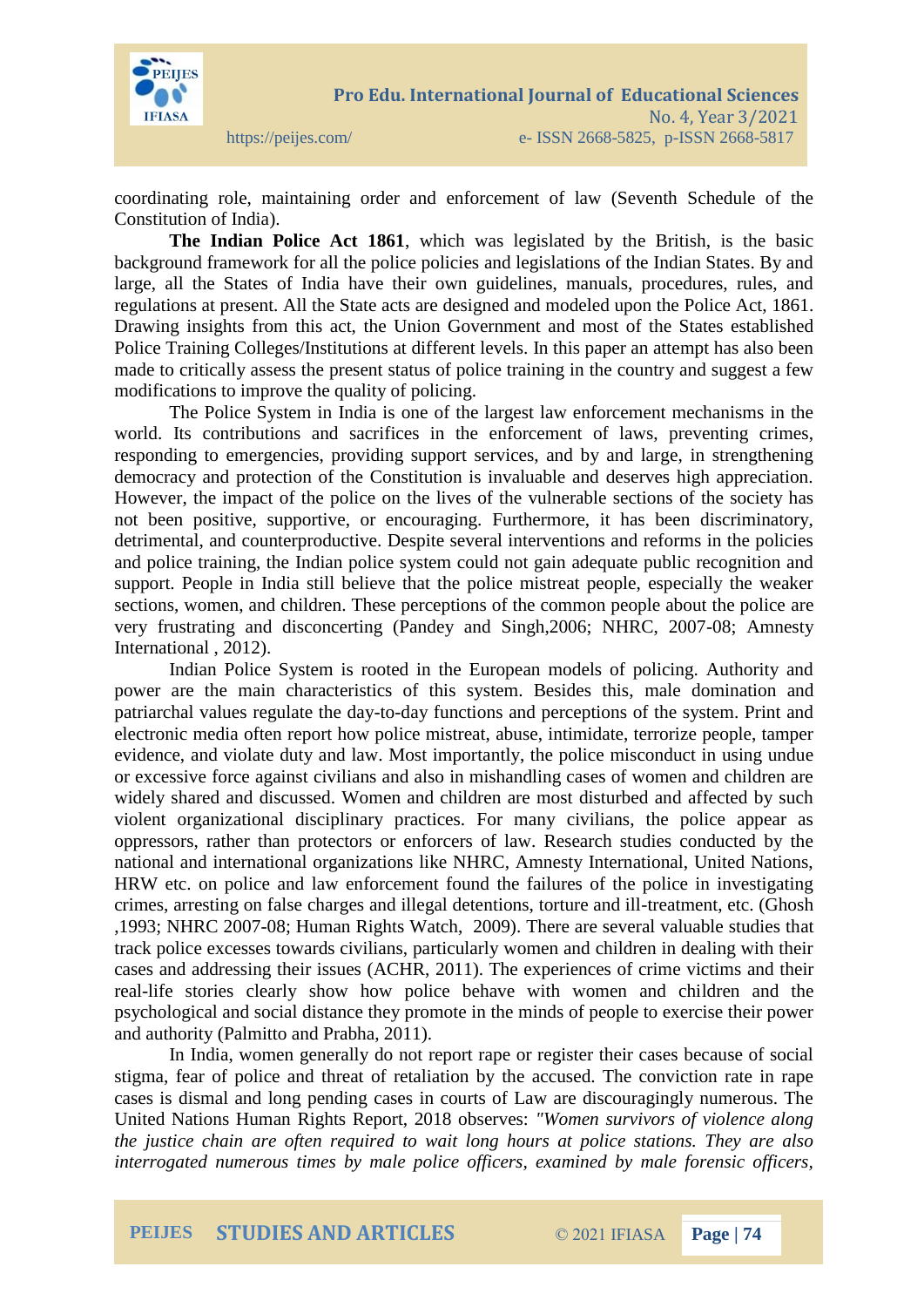coordinating role, maintaining order and enforcement of law (Seventh Schedule of the Constitution of India).

**The Indian Police Act 1861**, which was legislated by the British, is the basic background framework for all the police policies and legislations of the Indian States. By and large, all the States of India have their own guidelines, manuals, procedures, rules, and regulations at present. All the State acts are designed and modeled upon the Police Act, 1861. Drawing insights from this act, the Union Government and most of the States established Police Training Colleges/Institutions at different levels. In this paper an attempt has also been made to critically assess the present status of police training in the country and suggest a few modifications to improve the quality of policing.

The Police System in India is one of the largest law enforcement mechanisms in the world. Its contributions and sacrifices in the enforcement of laws, preventing crimes, responding to emergencies, providing support services, and by and large, in strengthening democracy and protection of the Constitution is invaluable and deserves high appreciation. However, the impact of the police on the lives of the vulnerable sections of the society has not been positive, supportive, or encouraging. Furthermore, it has been discriminatory, detrimental, and counterproductive. Despite several interventions and reforms in the policies and police training, the Indian police system could not gain adequate public recognition and support. People in India still believe that the police mistreat people, especially the weaker sections, women, and children. These perceptions of the common people about the police are very frustrating and disconcerting (Pandey and Singh,2006; NHRC, 2007-08; Amnesty International , 2012).

Indian Police System is rooted in the European models of policing. Authority and power are the main characteristics of this system. Besides this, male domination and patriarchal values regulate the day-to-day functions and perceptions of the system. Print and electronic media often report how police mistreat, abuse, intimidate, terrorize people, tamper evidence, and violate duty and law. Most importantly, the police misconduct in using undue or excessive force against civilians and also in mishandling cases of women and children are widely shared and discussed. Women and children are most disturbed and affected by such violent organizational disciplinary practices. For many civilians, the police appear as oppressors, rather than protectors or enforcers of law. Research studies conducted by the national and international organizations like NHRC, Amnesty International, United Nations, HRW etc. on police and law enforcement found the failures of the police in investigating crimes, arresting on false charges and illegal detentions, torture and ill-treatment, etc. (Ghosh ,1993; NHRC 2007-08; Human Rights Watch, 2009). There are several valuable studies that track police excesses towards civilians, particularly women and children in dealing with their cases and addressing their issues (ACHR, 2011). The experiences of crime victims and their real-life stories clearly show how police behave with women and children and the psychological and social distance they promote in the minds of people to exercise their power and authority (Palmitto and Prabha, 2011).

In India, women generally do not report rape or register their cases because of social stigma, fear of police and threat of retaliation by the accused. The conviction rate in rape cases is dismal and long pending cases in courts of Law are discouragingly numerous. The United Nations Human Rights Report, 2018 observes: *"Women survivors of violence along the justice chain are often required to wait long hours at police stations. They are also interrogated numerous times by male police officers, examined by male forensic officers,*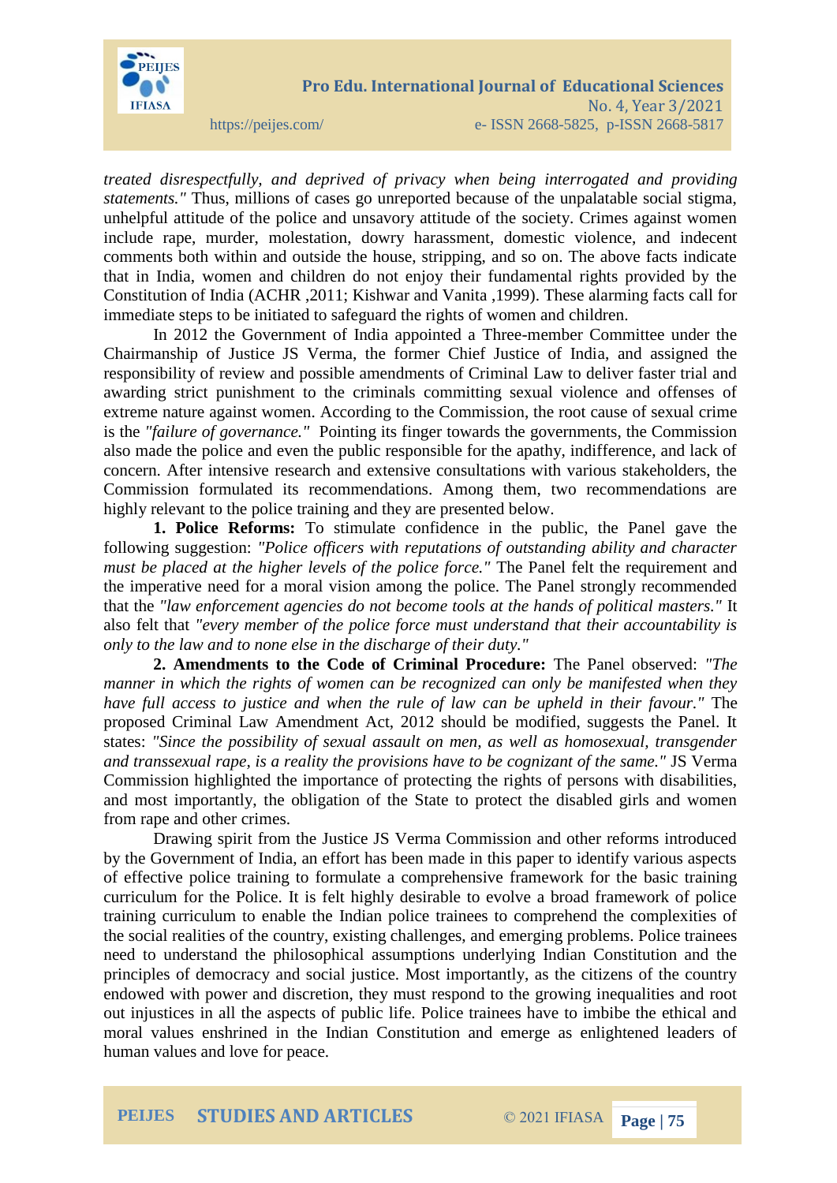*treated disrespectfully, and deprived of privacy when being interrogated and providing statements."* Thus, millions of cases go unreported because of the unpalatable social stigma, unhelpful attitude of the police and unsavory attitude of the society. Crimes against women include rape, murder, molestation, dowry harassment, domestic violence, and indecent comments both within and outside the house, stripping, and so on. The above facts indicate that in India, women and children do not enjoy their fundamental rights provided by the Constitution of India (ACHR ,2011; Kishwar and Vanita ,1999). These alarming facts call for immediate steps to be initiated to safeguard the rights of women and children.

In 2012 the Government of India appointed a Three-member Committee under the Chairmanship of Justice JS Verma, the former Chief Justice of India, and assigned the responsibility of review and possible amendments of Criminal Law to deliver faster trial and awarding strict punishment to the criminals committing sexual violence and offenses of extreme nature against women. According to the Commission, the root cause of sexual crime is the *"failure of governance."* Pointing its finger towards the governments, the Commission also made the police and even the public responsible for the apathy, indifference, and lack of concern. After intensive research and extensive consultations with various stakeholders, the Commission formulated its recommendations. Among them, two recommendations are highly relevant to the police training and they are presented below.

**1. Police Reforms:** To stimulate confidence in the public, the Panel gave the following suggestion: *"Police officers with reputations of outstanding ability and character must be placed at the higher levels of the police force."* The Panel felt the requirement and the imperative need for a moral vision among the police. The Panel strongly recommended that the *"law enforcement agencies do not become tools at the hands of political masters."* It also felt that *"every member of the police force must understand that their accountability is only to the law and to none else in the discharge of their duty."*

**2. Amendments to the Code of Criminal Procedure:** The Panel observed: *"The manner in which the rights of women can be recognized can only be manifested when they have full access to justice and when the rule of law can be upheld in their favour."* The proposed Criminal Law Amendment Act, 2012 should be modified, suggests the Panel. It states: *"Since the possibility of sexual assault on men, as well as homosexual, transgender and transsexual rape, is a reality the provisions have to be cognizant of the same."* JS Verma Commission highlighted the importance of protecting the rights of persons with disabilities, and most importantly, the obligation of the State to protect the disabled girls and women from rape and other crimes.

Drawing spirit from the Justice JS Verma Commission and other reforms introduced by the Government of India, an effort has been made in this paper to identify various aspects of effective police training to formulate a comprehensive framework for the basic training curriculum for the Police. It is felt highly desirable to evolve a broad framework of police training curriculum to enable the Indian police trainees to comprehend the complexities of the social realities of the country, existing challenges, and emerging problems. Police trainees need to understand the philosophical assumptions underlying Indian Constitution and the principles of democracy and social justice. Most importantly, as the citizens of the country endowed with power and discretion, they must respond to the growing inequalities and root out injustices in all the aspects of public life. Police trainees have to imbibe the ethical and moral values enshrined in the Indian Constitution and emerge as enlightened leaders of human values and love for peace.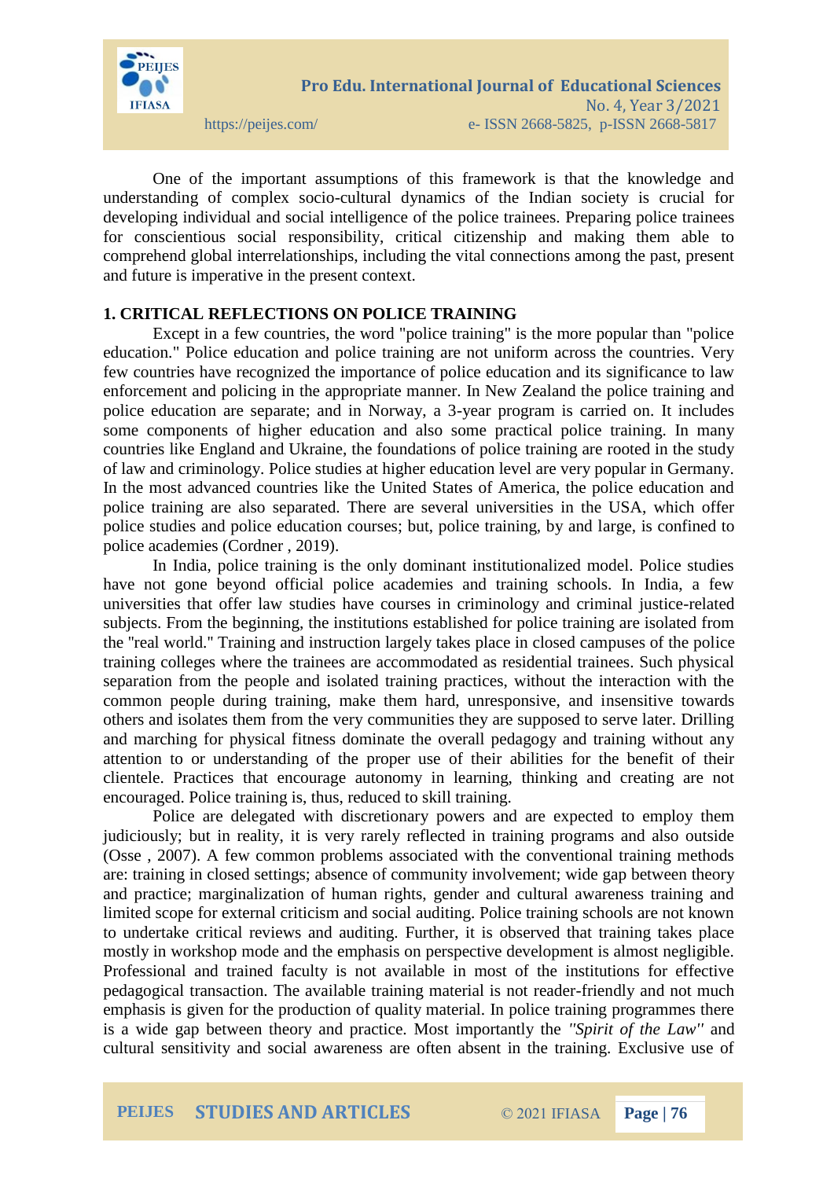One of the important assumptions of this framework is that the knowledge and understanding of complex socio-cultural dynamics of the Indian society is crucial for developing individual and social intelligence of the police trainees. Preparing police trainees for conscientious social responsibility, critical citizenship and making them able to comprehend global interrelationships, including the vital connections among the past, present and future is imperative in the present context.

## 1. CRITICAL REFLECTIONS ON POLICE TRAINING

Except in a few countries, the word "police training" is the more popular than "police education." Police education and police training are not uniform across the countries. Very few countries have recognized the importance of police education and its significance to law enforcement and policing in the appropriate manner. In New Zealand the police training and police education are separate; and in Norway, a 3-year program is carried on. It includes some components of higher education and also some practical police training. In many countries like England and Ukraine, the foundations of police training are rooted in the study of law and criminology. Police studies at higher education level are very popular in Germany. In the most advanced countries like the United States of America, the police education and police training are also separated. There are several universities in the USA, which offer police studies and police education courses; but, police training, by and large, is confined to police academies (Cordner , 2019).

In India, police training is the only dominant institutionalized model. Police studies have not gone beyond official police academies and training schools. In India, a few universities that offer law studies have courses in criminology and criminal justice-related subjects. From the beginning, the institutions established for police training are isolated from the "real world." Training and instruction largely takes place in closed campuses of the police training colleges where the trainees are accommodated as residential trainees. Such physical separation from the people and isolated training practices, without the interaction with the common people during training, make them hard, unresponsive, and insensitive towards others and isolates them from the very communities they are supposed to serve later. Drilling and marching for physical fitness dominate the overall pedagogy and training without any attention to or understanding of the proper use of their abilities for the benefit of their clientele. Practices that encourage autonomy in learning, thinking and creating are not encouraged. Police training is, thus, reduced to skill training.

Police are delegated with discretionary powers and are expected to employ them judiciously; but in reality, it is very rarely reflected in training programs and also outside (Osse , 2007). A few common problems associated with the conventional training methods are: training in closed settings; absence of community involvement; wide gap between theory and practice; marginalization of human rights, gender and cultural awareness training and limited scope for external criticism and social auditing. Police training schools are not known to undertake critical reviews and auditing. Further, it is observed that training takes place mostly in workshop mode and the emphasis on perspective development is almost negligible. Professional and trained faculty is not available in most of the institutions for effective pedagogical transaction. The available training material is not reader-friendly and not much emphasis is given for the production of quality material. In police training programmes there is a wide gap between theory and practice. Most importantly the *"Spirit of the Law"* and cultural sensitivity and social awareness are often absent in the training. Exclusive use of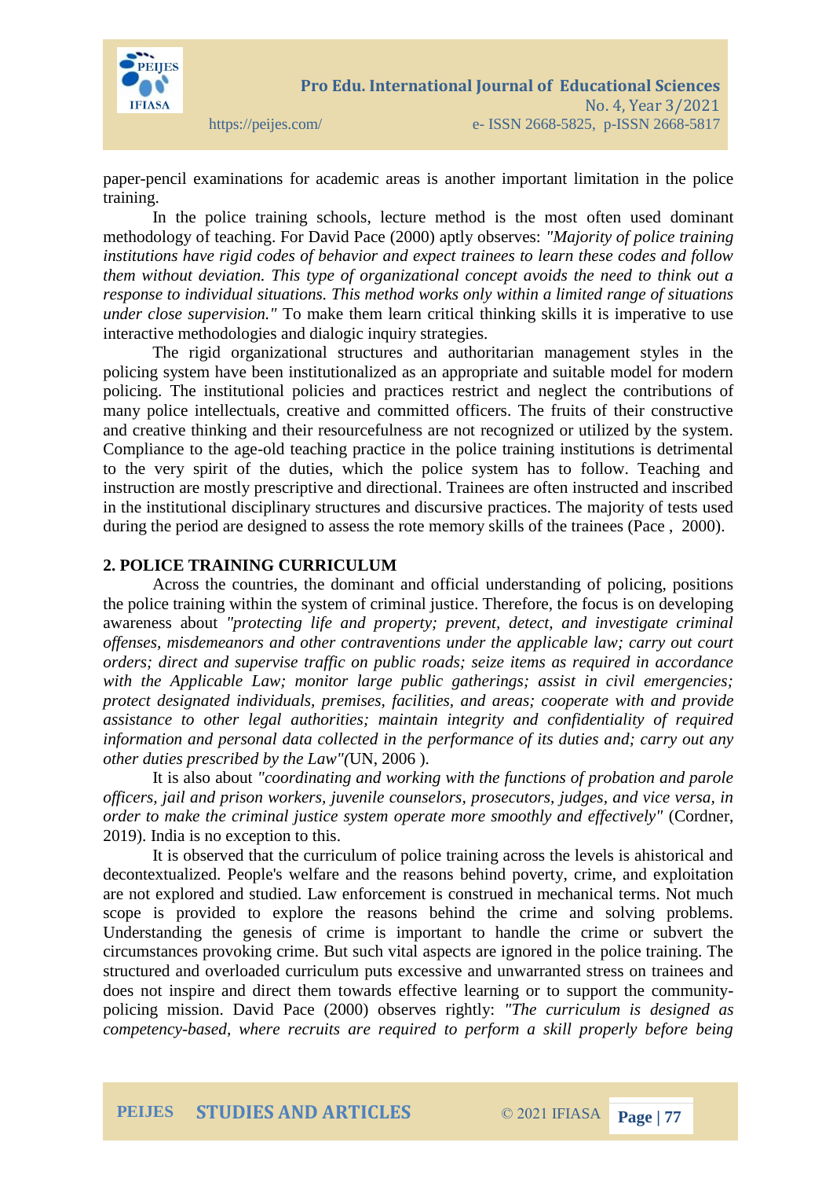paper-pencil examinations for academic areas is another important limitation in the police training.

In the police training schools, lecture method is the most often used dominant methodology of teaching. For David Pace (2000) aptly observes: *"Majority of police training institutions have rigid codes of behavior and expect trainees to learn these codes and follow them without deviation. This type of organizational concept avoids the need to think out a response to individual situations. This method works only within a limited range of situations under close supervision."* To make them learn critical thinking skills it is imperative to use interactive methodologies and dialogic inquiry strategies.

The rigid organizational structures and authoritarian management styles in the policing system have been institutionalized as an appropriate and suitable model for modern policing. The institutional policies and practices restrict and neglect the contributions of many police intellectuals, creative and committed officers. The fruits of their constructive and creative thinking and their resourcefulness are not recognized or utilized by the system. Compliance to the age-old teaching practice in the police training institutions is detrimental to the very spirit of the duties, which the police system has to follow. Teaching and instruction are mostly prescriptive and directional. Trainees are often instructed and inscribed in the institutional disciplinary structures and discursive practices. The majority of tests used during the period are designed to assess the rote memory skills of the trainees (Pace , 2000).

## 2. POLICE TRAINING CURRICULUM

Across the countries, the dominant and official understanding of policing, positions the police training within the system of criminal justice. Therefore, the focus is on developing awareness about *"protecting life and property; prevent, detect, and investigate criminal offenses, misdemeanors and other contraventions under the applicable law; carry out court orders; direct and supervise traffic on public roads; seize items as required in accordance with the Applicable Law; monitor large public gatherings; assist in civil emergencies; protect designated individuals, premises, facilities, and areas; cooperate with and provide assistance to other legal authorities; maintain integrity and confidentiality of required information and personal data collected in the performance of its duties and; carry out any other duties prescribed by the Law"(*UN, 2006 ).

It is also about *"coordinating and working with the functions of probation and parole officers, jail and prison workers, juvenile counselors, prosecutors, judges, and vice versa, in order to make the criminal justice system operate more smoothly and effectively"* (Cordner, 2019). India is no exception to this.

It is observed that the curriculum of police training across the levels is ahistorical and decontextualized. People's welfare and the reasons behind poverty, crime, and exploitation are not explored and studied. Law enforcement is construed in mechanical terms. Not much scope is provided to explore the reasons behind the crime and solving problems. Understanding the genesis of crime is important to handle the crime or subvert the circumstances provoking crime. But such vital aspects are ignored in the police training. The structured and overloaded curriculum puts excessive and unwarranted stress on trainees and does not inspire and direct them towards effective learning or to support the community-policing mission. David Pace (2000) observes rightly: *"The curriculum is designed as competency-based, where recruits are required to perform a skill properly before being*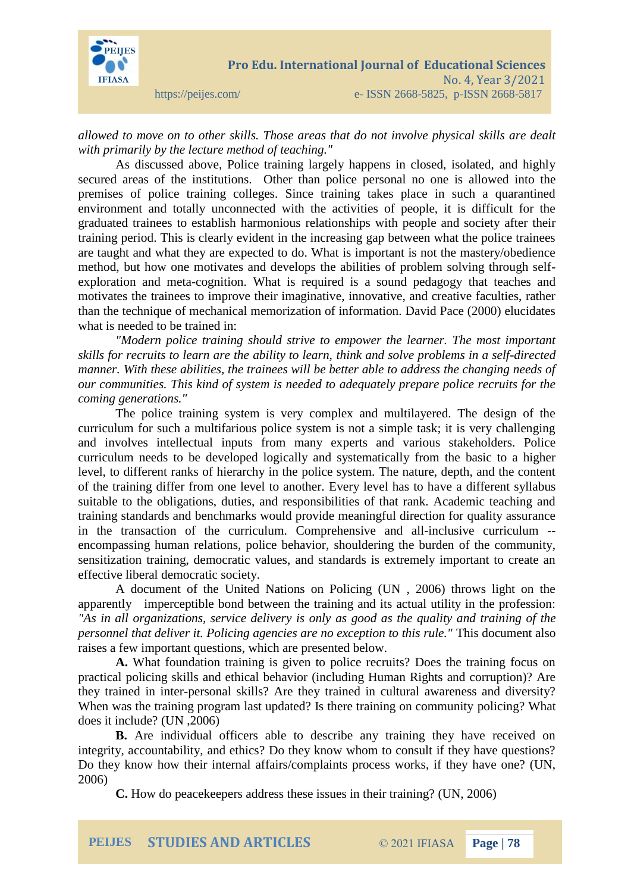*allowed to move on to other skills. Those areas that do not involve physical skills are dealt with primarily by the lecture method of teaching."*

As discussed above, Police training largely happens in closed, isolated, and highly secured areas of the institutions. Other than police personal no one is allowed into the premises of police training colleges. Since training takes place in such a quarantined environment and totally unconnected with the activities of people, it is difficult for the graduated trainees to establish harmonious relationships with people and society after their training period. This is clearly evident in the increasing gap between what the police trainees are taught and what they are expected to do. What is important is not the mastery/obedience method, but how one motivates and develops the abilities of problem solving through self-exploration and meta-cognition. What is required is a sound pedagogy that teaches and motivates the trainees to improve their imaginative, innovative, and creative faculties, rather than the technique of mechanical memorization of information. David Pace (2000) elucidates what is needed to be trained in:

*"Modern police training should strive to empower the learner. The most important skills for recruits to learn are the ability to learn, think and solve problems in a self-directed manner. With these abilities, the trainees will be better able to address the changing needs of our communities. This kind of system is needed to adequately prepare police recruits for the coming generations."*

The police training system is very complex and multilayered. The design of the curriculum for such a multifarious police system is not a simple task; it is very challenging and involves intellectual inputs from many experts and various stakeholders. Police curriculum needs to be developed logically and systematically from the basic to a higher level, to different ranks of hierarchy in the police system. The nature, depth, and the content of the training differ from one level to another. Every level has to have a different syllabus suitable to the obligations, duties, and responsibilities of that rank. Academic teaching and training standards and benchmarks would provide meaningful direction for quality assurance in the transaction of the curriculum. Comprehensive and all-inclusive curriculum -- encompassing human relations, police behavior, shouldering the burden of the community, sensitization training, democratic values, and standards is extremely important to create an effective liberal democratic society.

A document of the United Nations on Policing (UN , 2006) throws light on the apparently imperceptible bond between the training and its actual utility in the profession: *"As in all organizations, service delivery is only as good as the quality and training of the personnel that deliver it. Policing agencies are no exception to this rule."* This document also raises a few important questions, which are presented below.

**A.** What foundation training is given to police recruits? Does the training focus on practical policing skills and ethical behavior (including Human Rights and corruption)? Are they trained in inter-personal skills? Are they trained in cultural awareness and diversity? When was the training program last updated? Is there training on community policing? What does it include? (UN ,2006)

**B.** Are individual officers able to describe any training they have received on integrity, accountability, and ethics? Do they know whom to consult if they have questions? Do they know how their internal affairs/complaints process works, if they have one? (UN, 2006)

**C.** How do peacekeepers address these issues in their training? (UN, 2006)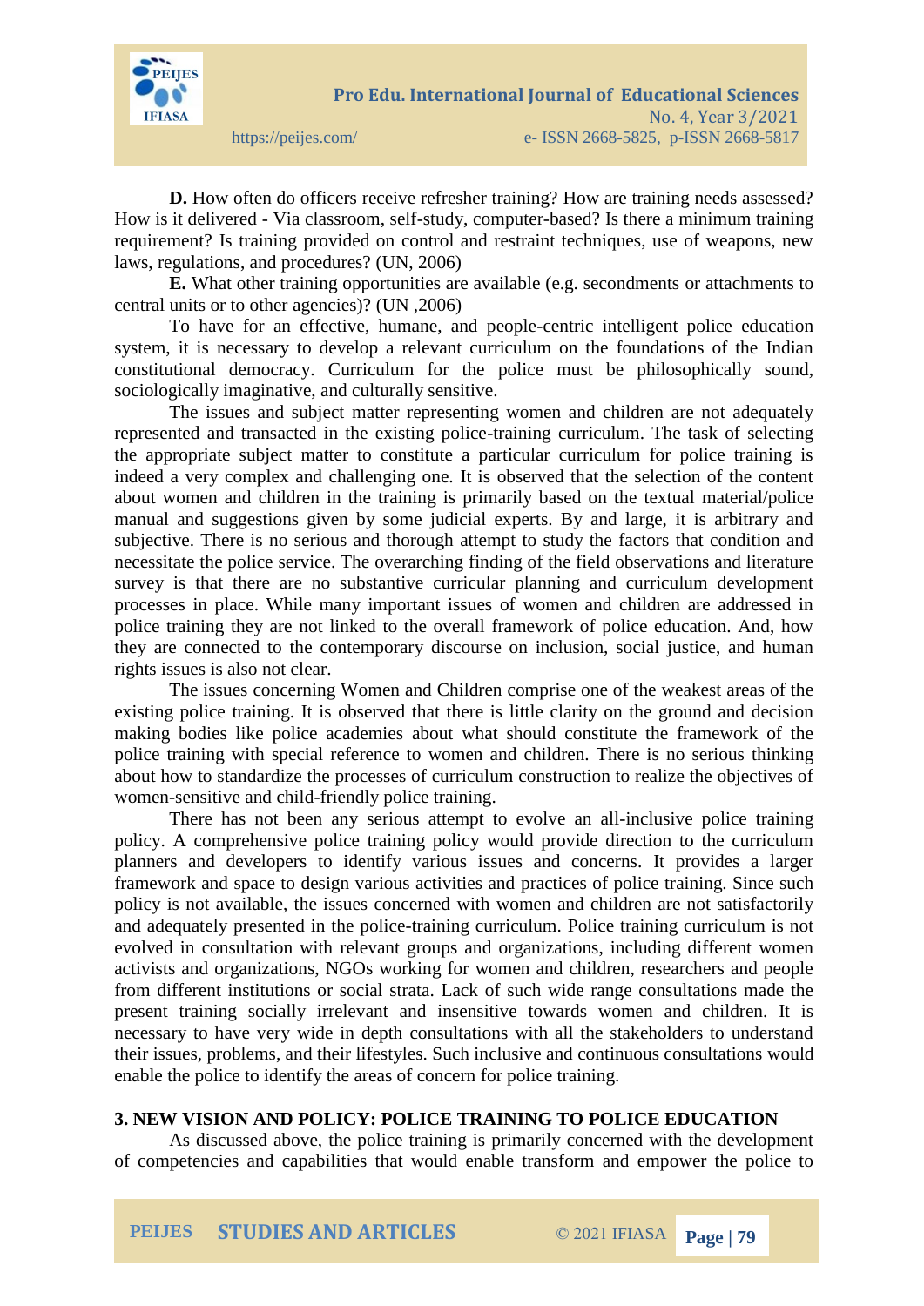**D.** How often do officers receive refresher training? How are training needs assessed? How is it delivered - Via classroom, self-study, computer-based? Is there a minimum training requirement? Is training provided on control and restraint techniques, use of weapons, new laws, regulations, and procedures? (UN, 2006)

**E.** What other training opportunities are available (e.g. secondments or attachments to central units or to other agencies)? (UN ,2006)

To have for an effective, humane, and people-centric intelligent police education system, it is necessary to develop a relevant curriculum on the foundations of the Indian constitutional democracy. Curriculum for the police must be philosophically sound, sociologically imaginative, and culturally sensitive.

The issues and subject matter representing women and children are not adequately represented and transacted in the existing police-training curriculum. The task of selecting the appropriate subject matter to constitute a particular curriculum for police training is indeed a very complex and challenging one. It is observed that the selection of the content about women and children in the training is primarily based on the textual material/police manual and suggestions given by some judicial experts. By and large, it is arbitrary and subjective. There is no serious and thorough attempt to study the factors that condition and necessitate the police service. The overarching finding of the field observations and literature survey is that there are no substantive curricular planning and curriculum development processes in place. While many important issues of women and children are addressed in police training they are not linked to the overall framework of police education. And, how they are connected to the contemporary discourse on inclusion, social justice, and human rights issues is also not clear.

The issues concerning Women and Children comprise one of the weakest areas of the existing police training. It is observed that there is little clarity on the ground and decision making bodies like police academies about what should constitute the framework of the police training with special reference to women and children. There is no serious thinking about how to standardize the processes of curriculum construction to realize the objectives of women-sensitive and child-friendly police training.

There has not been any serious attempt to evolve an all-inclusive police training policy. A comprehensive police training policy would provide direction to the curriculum planners and developers to identify various issues and concerns. It provides a larger framework and space to design various activities and practices of police training. Since such policy is not available, the issues concerned with women and children are not satisfactorily and adequately presented in the police-training curriculum. Police training curriculum is not evolved in consultation with relevant groups and organizations, including different women activists and organizations, NGOs working for women and children, researchers and people from different institutions or social strata. Lack of such wide range consultations made the present training socially irrelevant and insensitive towards women and children. It is necessary to have very wide in depth consultations with all the stakeholders to understand their issues, problems, and their lifestyles. Such inclusive and continuous consultations would enable the police to identify the areas of concern for police training.

## 3. NEW VISION AND POLICY: POLICE TRAINING TO POLICE EDUCATION

As discussed above, the police training is primarily concerned with the development of competencies and capabilities that would enable transform and empower the police to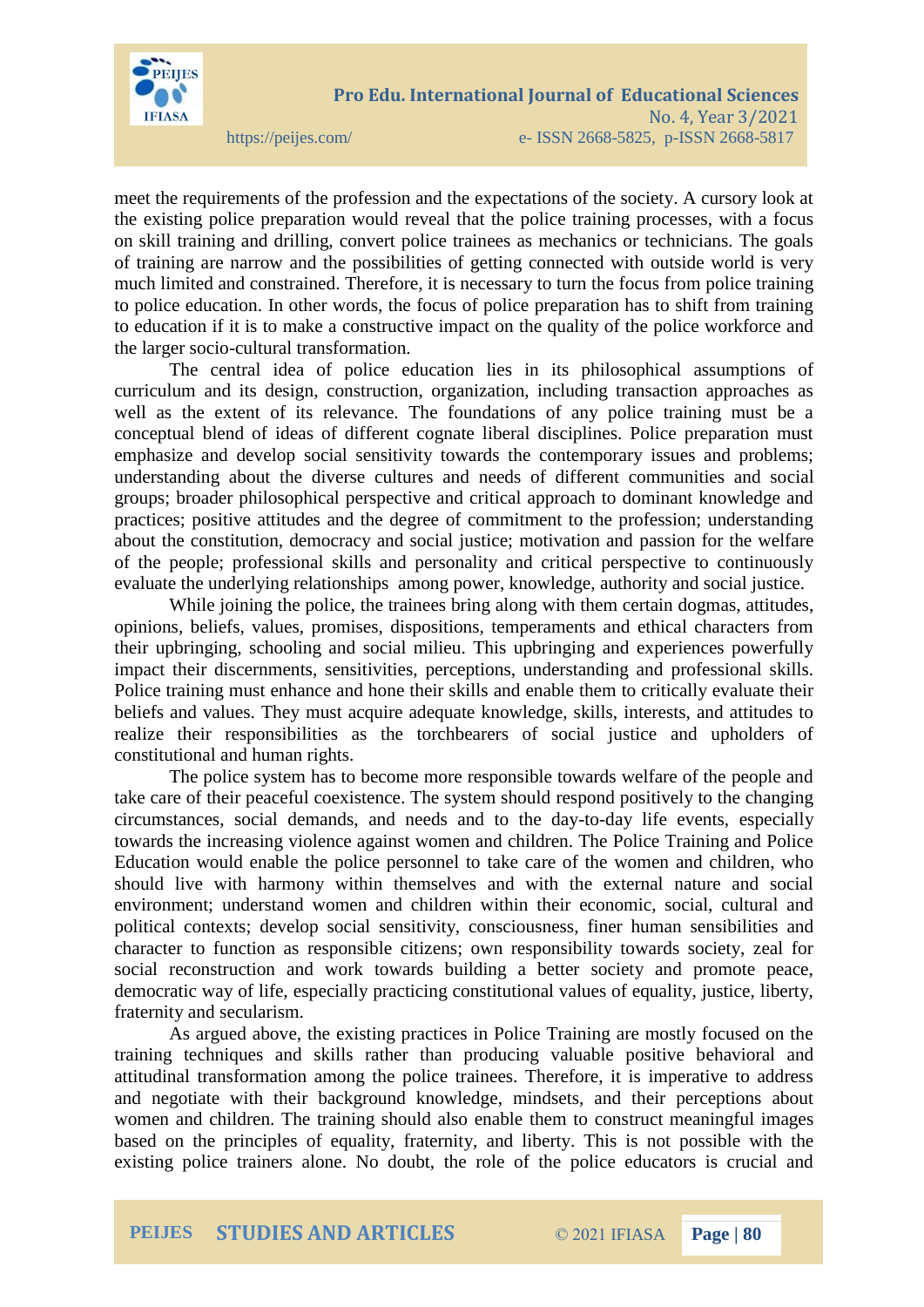meet the requirements of the profession and the expectations of the society. A cursory look at the existing police preparation would reveal that the police training processes, with a focus on skill training and drilling, convert police trainees as mechanics or technicians. The goals of training are narrow and the possibilities of getting connected with outside world is very much limited and constrained. Therefore, it is necessary to turn the focus from police training to police education. In other words, the focus of police preparation has to shift from training to education if it is to make a constructive impact on the quality of the police workforce and the larger socio-cultural transformation.

The central idea of police education lies in its philosophical assumptions of curriculum and its design, construction, organization, including transaction approaches as well as the extent of its relevance. The foundations of any police training must be a conceptual blend of ideas of different cognate liberal disciplines. Police preparation must emphasize and develop social sensitivity towards the contemporary issues and problems; understanding about the diverse cultures and needs of different communities and social groups; broader philosophical perspective and critical approach to dominant knowledge and practices; positive attitudes and the degree of commitment to the profession; understanding about the constitution, democracy and social justice; motivation and passion for the welfare of the people; professional skills and personality and critical perspective to continuously evaluate the underlying relationships among power, knowledge, authority and social justice.

While joining the police, the trainees bring along with them certain dogmas, attitudes, opinions, beliefs, values, promises, dispositions, temperaments and ethical characters from their upbringing, schooling and social milieu. This upbringing and experiences powerfully impact their discernments, sensitivities, perceptions, understanding and professional skills. Police training must enhance and hone their skills and enable them to critically evaluate their beliefs and values. They must acquire adequate knowledge, skills, interests, and attitudes to realize their responsibilities as the torchbearers of social justice and upholders of constitutional and human rights.

The police system has to become more responsible towards welfare of the people and take care of their peaceful coexistence. The system should respond positively to the changing circumstances, social demands, and needs and to the day-to-day life events, especially towards the increasing violence against women and children. The Police Training and Police Education would enable the police personnel to take care of the women and children, who should live with harmony within themselves and with the external nature and social environment; understand women and children within their economic, social, cultural and political contexts; develop social sensitivity, consciousness, finer human sensibilities and character to function as responsible citizens; own responsibility towards society, zeal for social reconstruction and work towards building a better society and promote peace, democratic way of life, especially practicing constitutional values of equality, justice, liberty, fraternity and secularism.

As argued above, the existing practices in Police Training are mostly focused on the training techniques and skills rather than producing valuable positive behavioral and attitudinal transformation among the police trainees. Therefore, it is imperative to address and negotiate with their background knowledge, mindsets, and their perceptions about women and children. The training should also enable them to construct meaningful images based on the principles of equality, fraternity, and liberty. This is not possible with the existing police trainers alone. No doubt, the role of the police educators is crucial and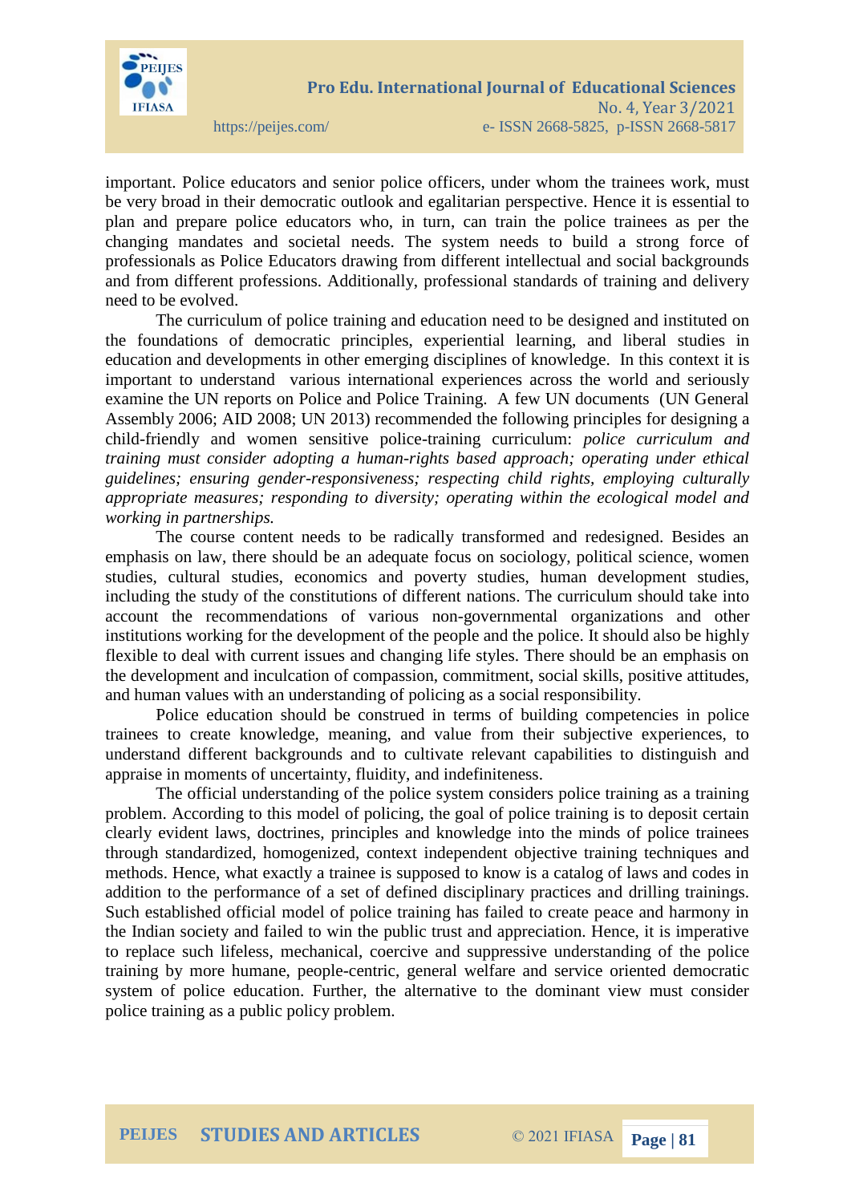important. Police educators and senior police officers, under whom the trainees work, must be very broad in their democratic outlook and egalitarian perspective. Hence it is essential to plan and prepare police educators who, in turn, can train the police trainees as per the changing mandates and societal needs. The system needs to build a strong force of professionals as Police Educators drawing from different intellectual and social backgrounds and from different professions. Additionally, professional standards of training and delivery need to be evolved.

The curriculum of police training and education need to be designed and instituted on the foundations of democratic principles, experiential learning, and liberal studies in education and developments in other emerging disciplines of knowledge. In this context it is important to understand various international experiences across the world and seriously examine the UN reports on Police and Police Training. A few UN documents (UN General Assembly 2006; AID 2008; UN 2013) recommended the following principles for designing a child-friendly and women sensitive police-training curriculum: *police curriculum and training must consider adopting a human-rights based approach; operating under ethical guidelines; ensuring gender-responsiveness; respecting child rights, employing culturally appropriate measures; responding to diversity; operating within the ecological model and working in partnerships.*

The course content needs to be radically transformed and redesigned. Besides an emphasis on law, there should be an adequate focus on sociology, political science, women studies, cultural studies, economics and poverty studies, human development studies, including the study of the constitutions of different nations. The curriculum should take into account the recommendations of various non-governmental organizations and other institutions working for the development of the people and the police. It should also be highly flexible to deal with current issues and changing life styles. There should be an emphasis on the development and inculcation of compassion, commitment, social skills, positive attitudes, and human values with an understanding of policing as a social responsibility.

Police education should be construed in terms of building competencies in police trainees to create knowledge, meaning, and value from their subjective experiences, to understand different backgrounds and to cultivate relevant capabilities to distinguish and appraise in moments of uncertainty, fluidity, and indefiniteness.

The official understanding of the police system considers police training as a training problem. According to this model of policing, the goal of police training is to deposit certain clearly evident laws, doctrines, principles and knowledge into the minds of police trainees through standardized, homogenized, context independent objective training techniques and methods. Hence, what exactly a trainee is supposed to know is a catalog of laws and codes in addition to the performance of a set of defined disciplinary practices and drilling trainings. Such established official model of police training has failed to create peace and harmony in the Indian society and failed to win the public trust and appreciation. Hence, it is imperative to replace such lifeless, mechanical, coercive and suppressive understanding of the police training by more humane, people-centric, general welfare and service oriented democratic system of police education. Further, the alternative to the dominant view must consider police training as a public policy problem.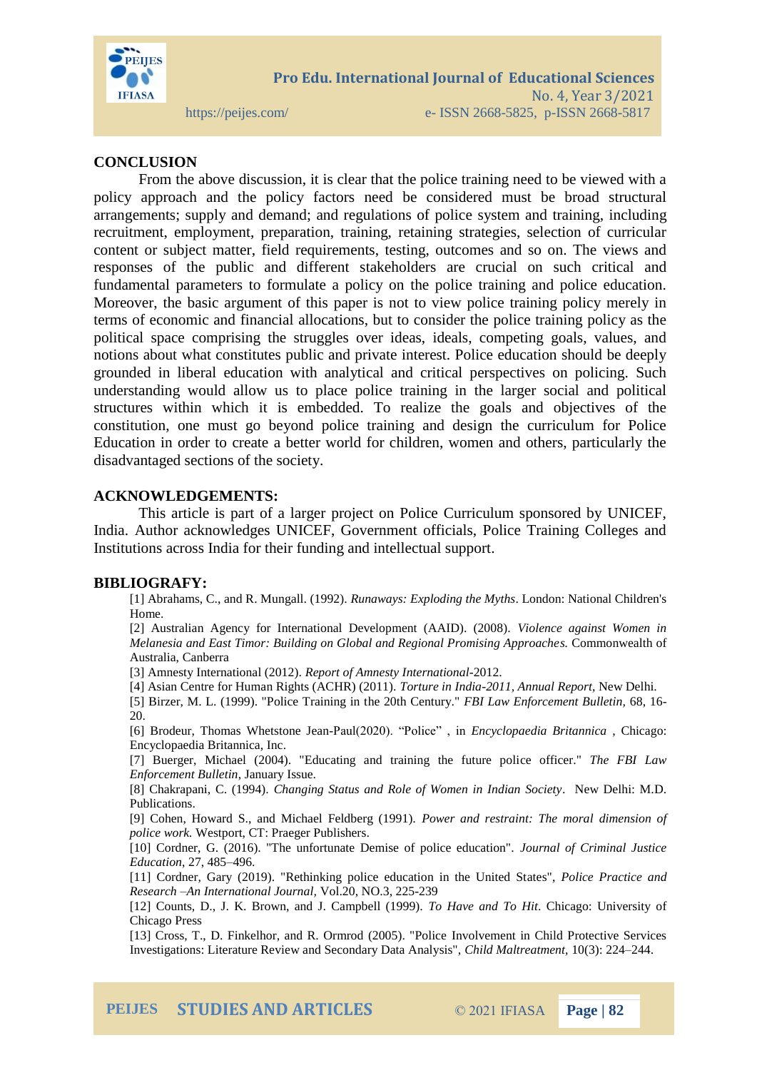## CONCLUSION

From the above discussion, it is clear that the police training need to be viewed with a policy approach and the policy factors need be considered must be broad structural arrangements; supply and demand; and regulations of police system and training, including recruitment, employment, preparation, training, retaining strategies, selection of curricular content or subject matter, field requirements, testing, outcomes and so on. The views and responses of the public and different stakeholders are crucial on such critical and fundamental parameters to formulate a policy on the police training and police education. Moreover, the basic argument of this paper is not to view police training policy merely in terms of economic and financial allocations, but to consider the police training policy as the political space comprising the struggles over ideas, ideals, competing goals, values, and notions about what constitutes public and private interest. Police education should be deeply grounded in liberal education with analytical and critical perspectives on policing. Such understanding would allow us to place police training in the larger social and political structures within which it is embedded. To realize the goals and objectives of the constitution, one must go beyond police training and design the curriculum for Police Education in order to create a better world for children, women and others, particularly the disadvantaged sections of the society.

## ACKNOWLEDGEMENTS:

This article is part of a larger project on Police Curriculum sponsored by UNICEF, India. Author acknowledges UNICEF, Government officials, Police Training Colleges and Institutions across India for their funding and intellectual support.

## BIBLIOGRAFY:

[1] Abrahams, C., and R. Mungall. (1992). *Runaways: Exploding the Myths*. London: National Children's Home.

[2] Australian Agency for International Development (AAID). (2008). *Violence against Women in Melanesia and East Timor: Building on Global and Regional Promising Approaches*. Commonwealth of Australia, Canberra

[3] Amnesty International (2012). *Report of Amnesty International*-2012.

[4] Asian Centre for Human Rights (ACHR) (2011). *Torture in India-2011, Annual Report*, New Delhi.

[5] Birzer, M. L. (1999). "Police Training in the 20th Century." *FBI Law Enforcement Bulletin*, 68, 16-20.

[6] Brodeur, Thomas Whetstone Jean-Paul(2020). "Police" , in *Encyclopaedia Britannica* , Chicago: Encyclopaedia Britannica, Inc.

[7] Buerger, Michael (2004). "Educating and training the future police officer." *The FBI Law Enforcement Bulletin*, January Issue.

[8] Chakrapani, C. (1994). *Changing Status and Role of Women in Indian Society*. New Delhi: M.D. Publications.

[9] Cohen, Howard S., and Michael Feldberg (1991). *Power and restraint: The moral dimension of police work.* Westport, CT: Praeger Publishers.

[10] Cordner, G. (2016). "The unfortunate Demise of police education". *Journal of Criminal Justice Education*, 27, 485–496.

[11] Cordner, Gary (2019). "Rethinking police education in the United States", *Police Practice and Research –An International Journal*, Vol.20, NO.3, 225-239

[12] Counts, D., J. K. Brown, and J. Campbell (1999). *To Have and To Hit*. Chicago: University of Chicago Press

[13] Cross, T., D. Finkelhor, and R. Ormrod (2005). "Police Involvement in Child Protective Services Investigations: Literature Review and Secondary Data Analysis", *Child Maltreatment*, 10(3): 224–244.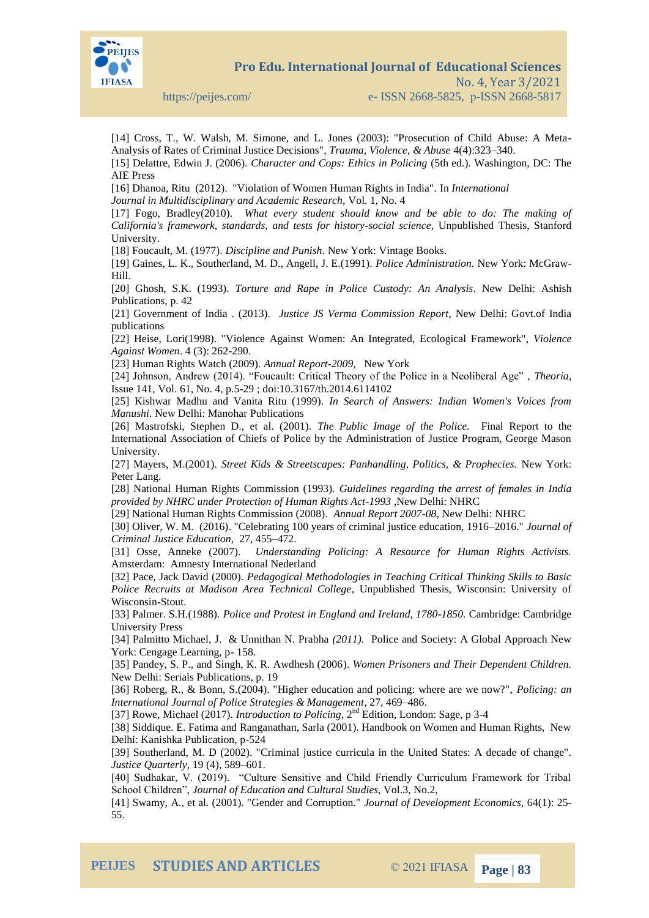[14] Cross, T., W. Walsh, M. Simone, and L. Jones (2003): "Prosecution of Child Abuse: A Meta-Analysis of Rates of Criminal Justice Decisions", *Trauma, Violence, & Abuse* 4(4):323–340.

[15] Delattre, Edwin J. (2006). *Character and Cops: Ethics in Policing* (5th ed.). Washington, DC: The AIE Press

[16] Dhanoa, Ritu (2012). "Violation of Women Human Rights in India". In *International Journal in Multidisciplinary and Academic Research*, Vol. 1, No. 4

[17] Fogo, Bradley(2010). *What every student should know and be able to do: The making of California's framework, standards, and tests for history-social science*, Unpublished Thesis, Stanford University.

[18] Foucault, M. (1977). *Discipline and Punish*. New York: Vintage Books.

[19] Gaines, L. K., Southerland, M. D., Angell, J. E.(1991). *Police Administration.* New York: McGraw-Hill.

[20] Ghosh, S.K. (1993). *Torture and Rape in Police Custody: An Analysis*. New Delhi: Ashish Publications, p. 42

[21] Government of India . (2013). *Justice JS Verma Commission Report*, New Delhi: Govt.of India publications

[22] Heise, Lori(1998). "Violence Against Women: An Integrated, Ecological Framework", *Violence Against Women*. 4 (3): 262-290.

[23] Human Rights Watch (2009). *Annual Report-2009*, New York

[24] Johnson, Andrew (2014). "Foucault: Critical Theory of the Police in a Neoliberal Age" , *Theoria*, Issue 141, Vol. 61, No. 4, p.5-29 ; doi:10.3167/th.2014.6114102

[25] Kishwar Madhu and Vanita Ritu (1999). *In Search of Answers: Indian Women's Voices from Manushi*. New Delhi: Manohar Publications

[26] Mastrofski, Stephen D., et al. (2001). *The Public Image of the Police.* Final Report to the International Association of Chiefs of Police by the Administration of Justice Program, George Mason University.

[27] Mayers, M.(2001). *Street Kids & Streetscapes: Panhandling, Politics, & Prophecies.* New York: Peter Lang.

[28] National Human Rights Commission (1993). *Guidelines regarding the arrest of females in India provided by NHRC under Protection of Human Rights Act-1993* ,New Delhi: NHRC

[29] National Human Rights Commission (2008). *Annual Report 2007-08,* New Delhi: NHRC

[30] Oliver, W. M. (2016). "Celebrating 100 years of criminal justice education, 1916–2016." *Journal of Criminal Justice Education*, 27, 455–472.

[31] Osse, Anneke (2007). *Understanding Policing: A Resource for Human Rights Activists.* Amsterdam: Amnesty International Nederland

[32] Pace, Jack David (2000). *Pedagogical Methodologies in Teaching Critical Thinking Skills to Basic Police Recruits at Madison Area Technical College*, Unpublished Thesis, Wisconsin: University of Wisconsin-Stout.

[33] Palmer. S.H.(1988). *Police and Protest in England and Ireland, 1780-1850.* Cambridge: Cambridge University Press

[34] Palmitto Michael, J. & Unnithan N. Prabha *(2011).* Police and Society: A Global Approach New York: Cengage Learning, p- 158.

[35] Pandey, S. P., and Singh, K. R. Awdhesh (2006). *Women Prisoners and Their Dependent Children.* New Delhi: Serials Publications, p. 19

[36] Roberg, R., & Bonn, S.(2004). "Higher education and policing: where are we now?", *Policing: an International Journal of Police Strategies & Management*, 27, 469–486.

[37] Rowe, Michael (2017). *Introduction to Policing*, 2nd Edition, London: Sage, p 3-4

[38] Siddique. E. Fatima and Ranganathan, Sarla (2001). Handbook on Women and Human Rights, New Delhi: Kanishka Publication, p-524

[39] Southerland, M. D (2002). "Criminal justice curricula in the United States: A decade of change". *Justice Quarterly*, 19 (4), 589–601.

[40] Sudhakar, V. (2019). "Culture Sensitive and Child Friendly Curriculum Framework for Tribal School Children", *Journal of Education and Cultural Studies*, Vol.3, No.2,

[41] Swamy, A., et al. (2001). "Gender and Corruption." *Journal of Development Economics*, 64(1): 25-55.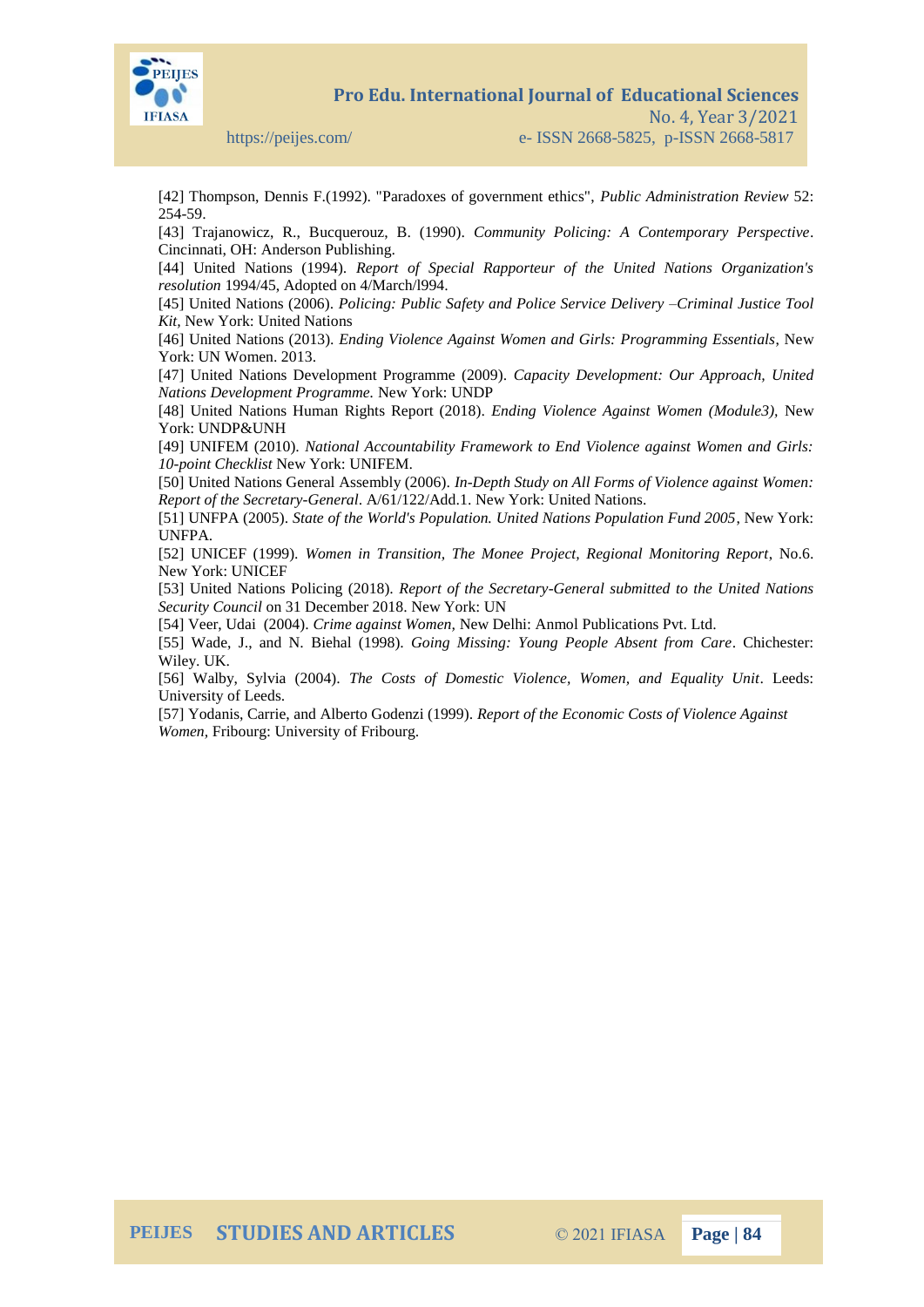[42] Thompson, Dennis F.(1992). "Paradoxes of government ethics", *Public Administration Review* 52: 254-59.

[43] Trajanowicz, R., Bucquerouz, B. (1990). *Community Policing: A Contemporary Perspective*. Cincinnati, OH: Anderson Publishing.

[44] United Nations (1994). *Report of Special Rapporteur of the United Nations Organization's resolution* 1994/45, Adopted on 4/March/l994.

[45] United Nations (2006). *Policing: Public Safety and Police Service Delivery –Criminal Justice Tool Kit,* New York: United Nations

[46] United Nations (2013). *Ending Violence Against Women and Girls: Programming Essentials*, New York: UN Women. 2013.

[47] United Nations Development Programme (2009). *Capacity Development: Our Approach, United Nations Development Programme.* New York: UNDP

[48] United Nations Human Rights Report (2018). *Ending Violence Against Women (Module3),* New York: UNDP&UNH

[49] UNIFEM (2010). *National Accountability Framework to End Violence against Women and Girls: 10-point Checklist* New York: UNIFEM.

[50] United Nations General Assembly (2006). *In-Depth Study on All Forms of Violence against Women: Report of the Secretary-General*. A/61/122/Add.1. New York: United Nations.

[51] UNFPA (2005). *State of the World's Population. United Nations Population Fund 2005*, New York: UNFPA.

[52] UNICEF (1999). *Women in Transition, The Monee Project, Regional Monitoring Report*, No.6. New York: UNICEF

[53] United Nations Policing (2018). *Report of the Secretary-General submitted to the United Nations Security Council* on 31 December 2018. New York: UN

[54] Veer, Udai (2004). *Crime against Women,* New Delhi: Anmol Publications Pvt. Ltd.

[55] Wade, J., and N. Biehal (1998). *Going Missing: Young People Absent from Care*. Chichester: Wiley. UK.

[56] Walby, Sylvia (2004). *The Costs of Domestic Violence, Women, and Equality Unit*. Leeds: University of Leeds.

[57] Yodanis, Carrie, and Alberto Godenzi (1999). *Report of the Economic Costs of Violence Against Women,* Fribourg: University of Fribourg.